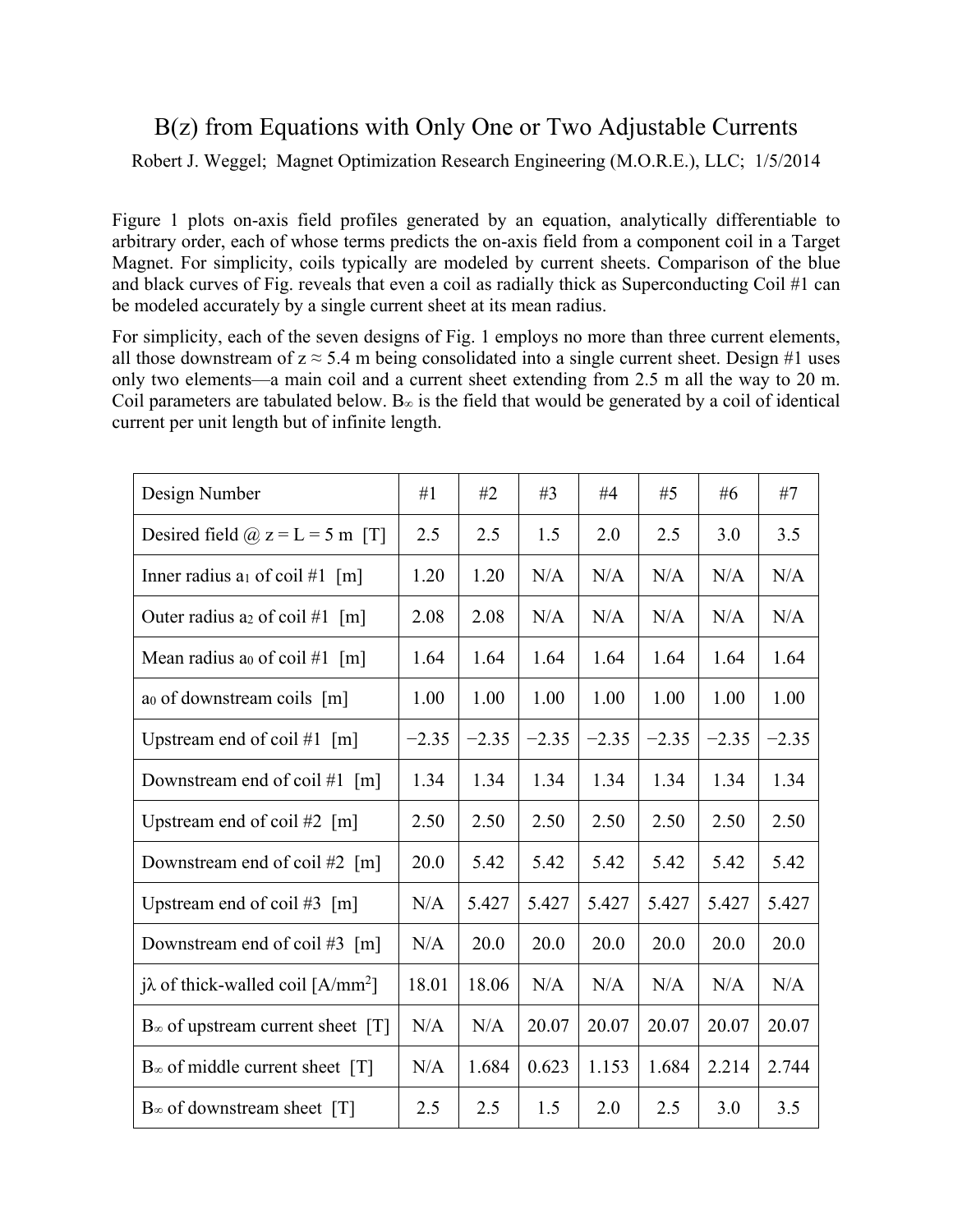# B(z) from Equations with Only One or Two Adjustable Currents

Robert J. Weggel; Magnet Optimization Research Engineering (M.O.R.E.), LLC; 1/5/2014

Figure 1 plots on-axis field profiles generated by an equation, analytically differentiable to arbitrary order, each of whose terms predicts the on-axis field from a component coil in a Target Magnet. For simplicity, coils typically are modeled by current sheets. Comparison of the blue and black curves of Fig. reveals that even a coil as radially thick as Superconducting Coil #1 can be modeled accurately by a single current sheet at its mean radius.

For simplicity, each of the seven designs of Fig. 1 employs no more than three current elements, all those downstream of $z \approx 5.4$ m being consolidated into a single current sheet. Design #1 uses only two elements—a main coil and a current sheet extending from 2.5 m all the way to 20 m. Coil parameters are tabulated below. $B_\infty$ is the field that would be generated by a coil of identical current per unit length but of infinite length.

| Design Number | #1 | #2 | #3 | #4 | #5 | #6 | #7 |
|---|---|---|---|---|---|---|---|
| Desired field @ $z = L = 5$ m [T] | 2.5 | 2.5 | 1.5 | 2.0 | 2.5 | 3.0 | 3.5 |
| Inner radius $a_1$ of coil #1 [m] | 1.20 | 1.20 | N/A | N/A | N/A | N/A | N/A |
| Outer radius $a_2$ of coil #1 [m] | 2.08 | 2.08 | N/A | N/A | N/A | N/A | N/A |
| Mean radius $a_0$ of coil #1 [m] | 1.64 | 1.64 | 1.64 | 1.64 | 1.64 | 1.64 | 1.64 |
| $a_0$ of downstream coils [m] | 1.00 | 1.00 | 1.00 | 1.00 | 1.00 | 1.00 | 1.00 |
| Upstream end of coil #1 [m] | −2.35 | −2.35 | −2.35 | −2.35 | −2.35 | −2.35 | −2.35 |
| Downstream end of coil #1 [m] | 1.34 | 1.34 | 1.34 | 1.34 | 1.34 | 1.34 | 1.34 |
| Upstream end of coil #2 [m] | 2.50 | 2.50 | 2.50 | 2.50 | 2.50 | 2.50 | 2.50 |
| Downstream end of coil #2 [m] | 20.0 | 5.42 | 5.42 | 5.42 | 5.42 | 5.42 | 5.42 |
| Upstream end of coil #3 [m] | N/A | 5.427 | 5.427 | 5.427 | 5.427 | 5.427 | 5.427 |
| Downstream end of coil #3 [m] | N/A | 20.0 | 20.0 | 20.0 | 20.0 | 20.0 | 20.0 |
| $j\lambda$ of thick-walled coil [A/mm$^2$] | 18.01 | 18.06 | N/A | N/A | N/A | N/A | N/A |
| $B_\infty$ of upstream current sheet [T] | N/A | N/A | 20.07 | 20.07 | 20.07 | 20.07 | 20.07 |
| $B_\infty$ of middle current sheet [T] | N/A | 1.684 | 0.623 | 1.153 | 1.684 | 2.214 | 2.744 |
| $B_\infty$ of downstream sheet [T] | 2.5 | 2.5 | 1.5 | 2.0 | 2.5 | 3.0 | 3.5 |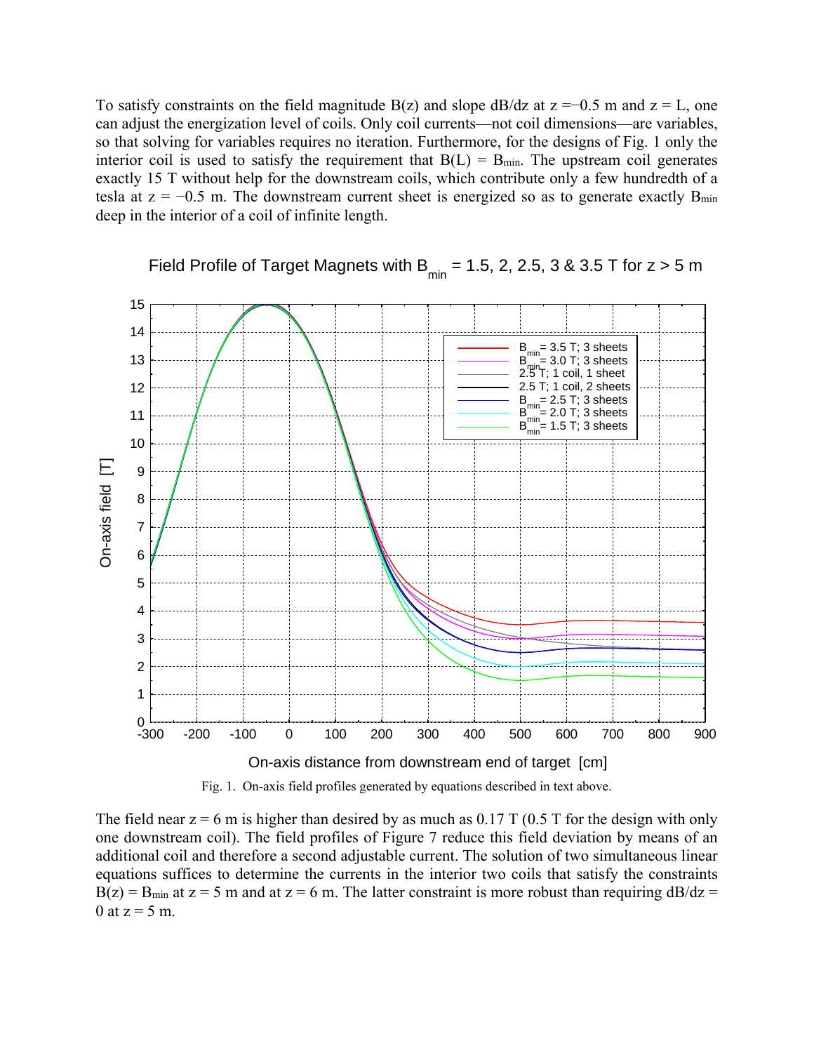To satisfy constraints on the field magnitude B(z) and slope dB/dz at z =−0.5 m and z = L, one can adjust the energization level of coils. Only coil currents—not coil dimensions—are variables, so that solving for variables requires no iteration. Furthermore, for the designs of Fig. 1 only the interior coil is used to satisfy the requirement that B(L) = $B_{min}$. The upstream coil generates exactly 15 T without help for the downstream coils, which contribute only a few hundredth of a tesla at z = −0.5 m. The downstream current sheet is energized so as to generate exactly $B_{min}$ deep in the interior of a coil of infinite length.

Fig. 1. On-axis field profiles generated by equations described in text above.

The field near z = 6 m is higher than desired by as much as 0.17 T (0.5 T for the design with only one downstream coil). The field profiles of Figure 7 reduce this field deviation by means of an additional coil and therefore a second adjustable current. The solution of two simultaneous linear equations suffices to determine the currents in the interior two coils that satisfy the constraints B(z) = $B_{min}$ at z = 5 m and at z = 6 m. The latter constraint is more robust than requiring dB/dz = 0 at z = 5 m.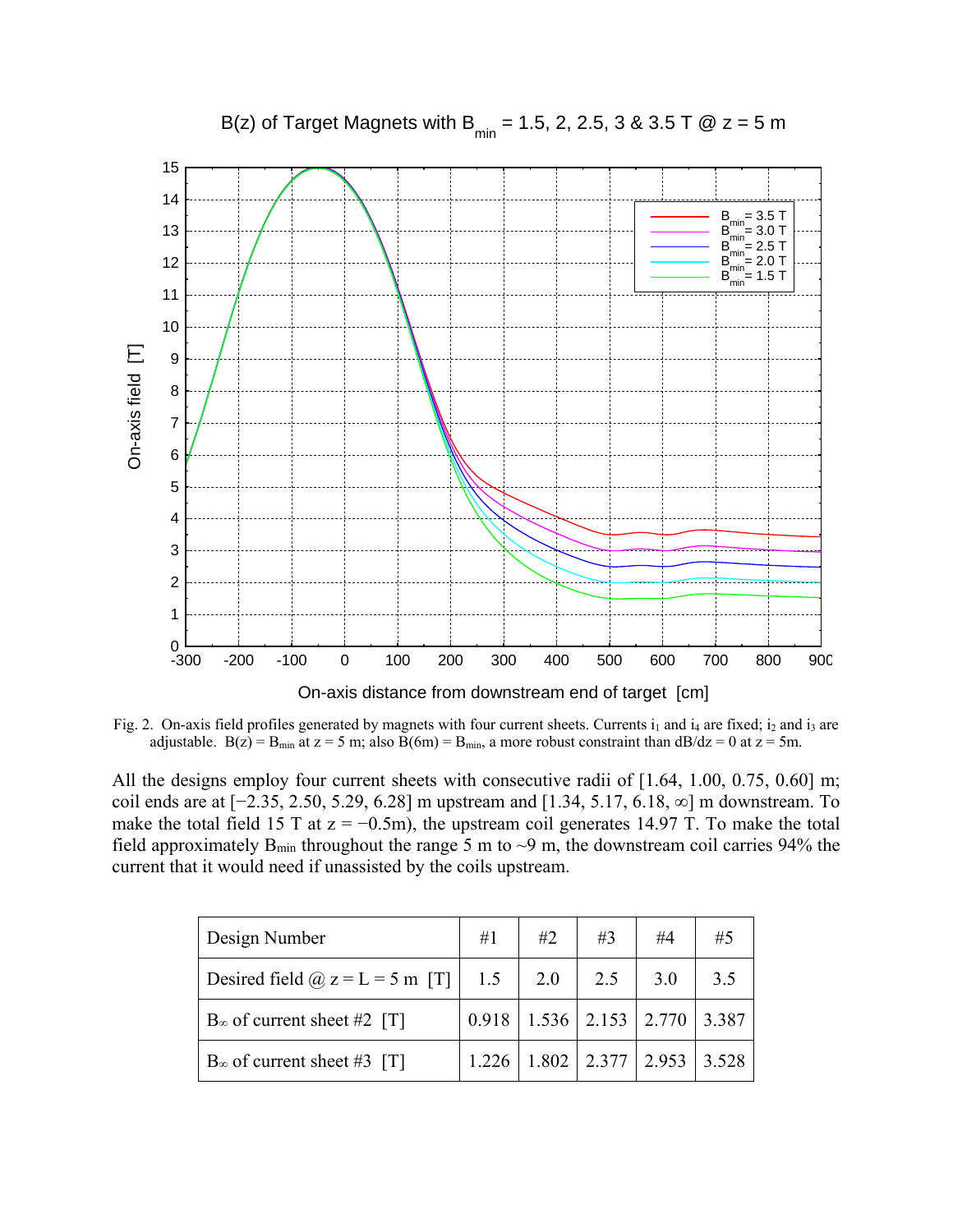Fig. 2. On-axis field profiles generated by magnets with four current sheets. Currents $i_1$ and $i_4$ are fixed; $i_2$ and $i_3$ are adjustable. $B(z) = B_{min}$ at z = 5 m; also $B(6m) = B_{min}$, a more robust constraint than dB/dz = 0 at z = 5m.

All the designs employ four current sheets with consecutive radii of [1.64, 1.00, 0.75, 0.60] m; coil ends are at [−2.35, 2.50, 5.29, 6.28] m upstream and [1.34, 5.17, 6.18, ∞] m downstream. To make the total field 15 T at z = −0.5m), the upstream coil generates 14.97 T. To make the total field approximately $B_{min}$ throughout the range 5 m to ~9 m, the downstream coil carries 94% the current that it would need if unassisted by the coils upstream.

| Design Number | #1 | #2 | #3 | #4 | #5 |
|---|---|---|---|---|---|
| Desired field @ z = L = 5 m [T] | 1.5 | 2.0 | 2.5 | 3.0 | 3.5 |
| $B_\infty$ of current sheet #2 [T] | 0.918 | 1.536 | 2.153 | 2.770 | 3.387 |
| $B_\infty$ of current sheet #3 [T] | 1.226 | 1.802 | 2.377 | 2.953 | 3.528 |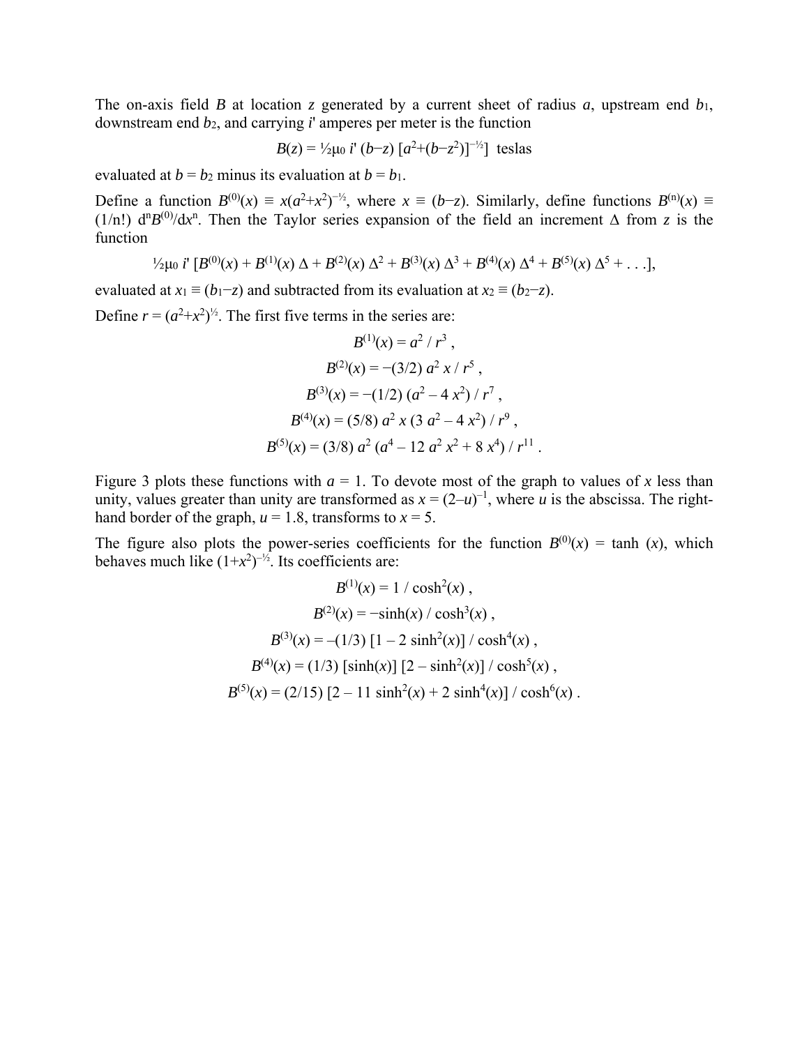The on-axis field $B$ at location $z$ generated by a current sheet of radius $a$, upstream end $b_1$, downstream end $b_2$, and carrying $i'$ amperes per meter is the function

$$B(z) = \tfrac{1}{2}\mu_0\, i'\, (b-z)\, [a^2+(b-z^2)]^{-\frac{1}{2}}] \text{ teslas}$$

evaluated at $b = b_2$ minus its evaluation at $b = b_1$.

Define a function $B^{(0)}(x) \equiv x(a^2+x^2)^{-\frac{1}{2}}$, where $x \equiv (b-z)$. Similarly, define functions $B^{(n)}(x) \equiv (1/n!)\, d^nB^{(0)}/dx^n$. Then the Taylor series expansion of the field an increment $\Delta$ from $z$ is the function

$$\tfrac{1}{2}\mu_0\, i'\, [B^{(0)}(x) + B^{(1)}(x)\,\Delta + B^{(2)}(x)\,\Delta^2 + B^{(3)}(x)\,\Delta^3 + B^{(4)}(x)\,\Delta^4 + B^{(5)}(x)\,\Delta^5 + \ldots],$$

evaluated at $x_1 \equiv (b_1-z)$ and subtracted from its evaluation at $x_2 \equiv (b_2-z)$.

Define $r = (a^2+x^2)^{\frac{1}{2}}$. The first five terms in the series are:

$$B^{(1)}(x) = a^2 / r^3 \,,$$

$$B^{(2)}(x) = -(3/2)\, a^2\, x / r^5 \,,$$

$$B^{(3)}(x) = -(1/2)\, (a^2 - 4\, x^2) / r^7 \,,$$

$$B^{(4)}(x) = (5/8)\, a^2\, x\, (3\, a^2 - 4\, x^2) / r^9 \,,$$

$$B^{(5)}(x) = (3/8)\, a^2\, (a^4 - 12\, a^2\, x^2 + 8\, x^4) / r^{11} \,.$$

Figure 3 plots these functions with $a = 1$. To devote most of the graph to values of $x$ less than unity, values greater than unity are transformed as $x = (2-u)^{-1}$, where $u$ is the abscissa. The right-hand border of the graph, $u = 1.8$, transforms to $x = 5$.

The figure also plots the power-series coefficients for the function $B^{(0)}(x) = \tanh(x)$, which behaves much like $(1+x^2)^{-\frac{1}{2}}$. Its coefficients are:

$$B^{(1)}(x) = 1 / \cosh^2(x) \,,$$

$$B^{(2)}(x) = -\sinh(x) / \cosh^3(x) \,,$$

$$B^{(3)}(x) = -(1/3)\, [1 - 2\, \sinh^2(x)] / \cosh^4(x) \,,$$

$$B^{(4)}(x) = (1/3)\, [\sinh(x)]\, [2 - \sinh^2(x)] / \cosh^5(x) \,,$$

$$B^{(5)}(x) = (2/15)\, [2 - 11\, \sinh^2(x) + 2\, \sinh^4(x)] / \cosh^6(x) \,.$$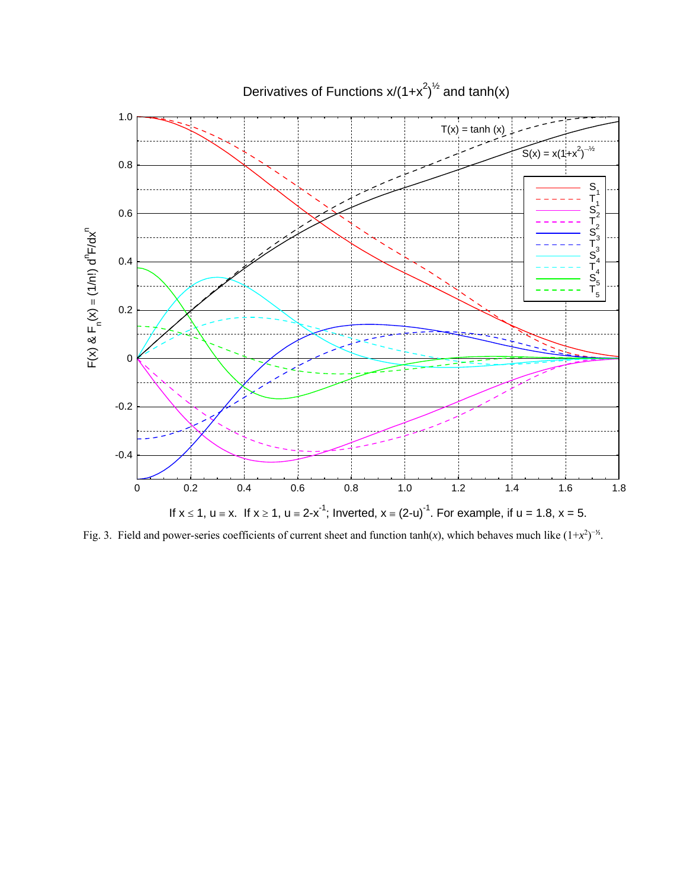Derivatives of Functions $x/(1+x^2)^{½}$ and tanh(x)

$T(x) = \tanh(x)$

$S(x) = x(1+x^2)^{-½}$

$S_1$
$T_1$
$S_2$
$T_2$
$S_3$
$T_3$
$S_4$
$T_4$
$S_5$
$T_5$

$F(x)$ & $F_n(x) \equiv (1/n!)\, d^nF/dx^n$

1.0
0.8
0.6
0.4
0.2
0
-0.2
-0.4

0
0.2
0.4
0.6
0.8
1.0
1.2
1.4
1.6
1.8

If $x \leq 1$, $u \equiv x$. If $x \geq 1$, $u \equiv 2\text{-}x^{-1}$; Inverted, $x \equiv (2\text{-}u)^{-1}$. For example, if $u = 1.8$, $x = 5$.

Fig. 3. Field and power-series coefficients of current sheet and function tanh($x$), which behaves much like $(1+x^2)^{-½}$.